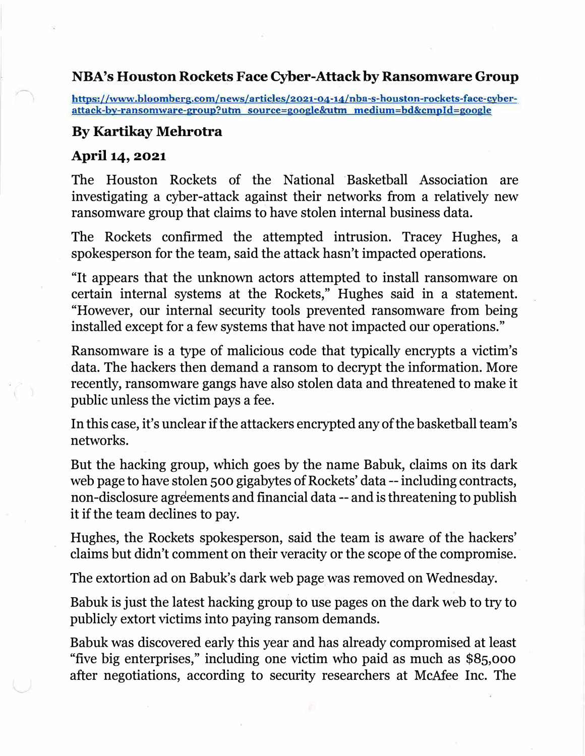# NBA's Houston Rockets Face Cyber-Attack by Ransomware Group

https://www.bloomberg.com/news/articles/2021-04-14/nba-s-houston-rockets-face-cyber-attack-by-ransomware-group?utm_source=google&utm_medium=bd&cmpId=google

## By Kartikay Mehrotra

## April 14, 2021

The Houston Rockets of the National Basketball Association are investigating a cyber-attack against their networks from a relatively new ransomware group that claims to have stolen internal business data.

The Rockets confirmed the attempted intrusion. Tracey Hughes, a spokesperson for the team, said the attack hasn't impacted operations.

"It appears that the unknown actors attempted to install ransomware on certain internal systems at the Rockets," Hughes said in a statement. "However, our internal security tools prevented ransomware from being installed except for a few systems that have not impacted our operations."

Ransomware is a type of malicious code that typically encrypts a victim's data. The hackers then demand a ransom to decrypt the information. More recently, ransomware gangs have also stolen data and threatened to make it public unless the victim pays a fee.

In this case, it's unclear if the attackers encrypted any of the basketball team's networks.

But the hacking group, which goes by the name Babuk, claims on its dark web page to have stolen 500 gigabytes of Rockets' data -- including contracts, non-disclosure agreements and financial data -- and is threatening to publish it if the team declines to pay.

Hughes, the Rockets spokesperson, said the team is aware of the hackers' claims but didn't comment on their veracity or the scope of the compromise.

The extortion ad on Babuk's dark web page was removed on Wednesday.

Babuk is just the latest hacking group to use pages on the dark web to try to publicly extort victims into paying ransom demands.

Babuk was discovered early this year and has already compromised at least "five big enterprises," including one victim who paid as much as $85,000 after negotiations, according to security researchers at McAfee Inc. The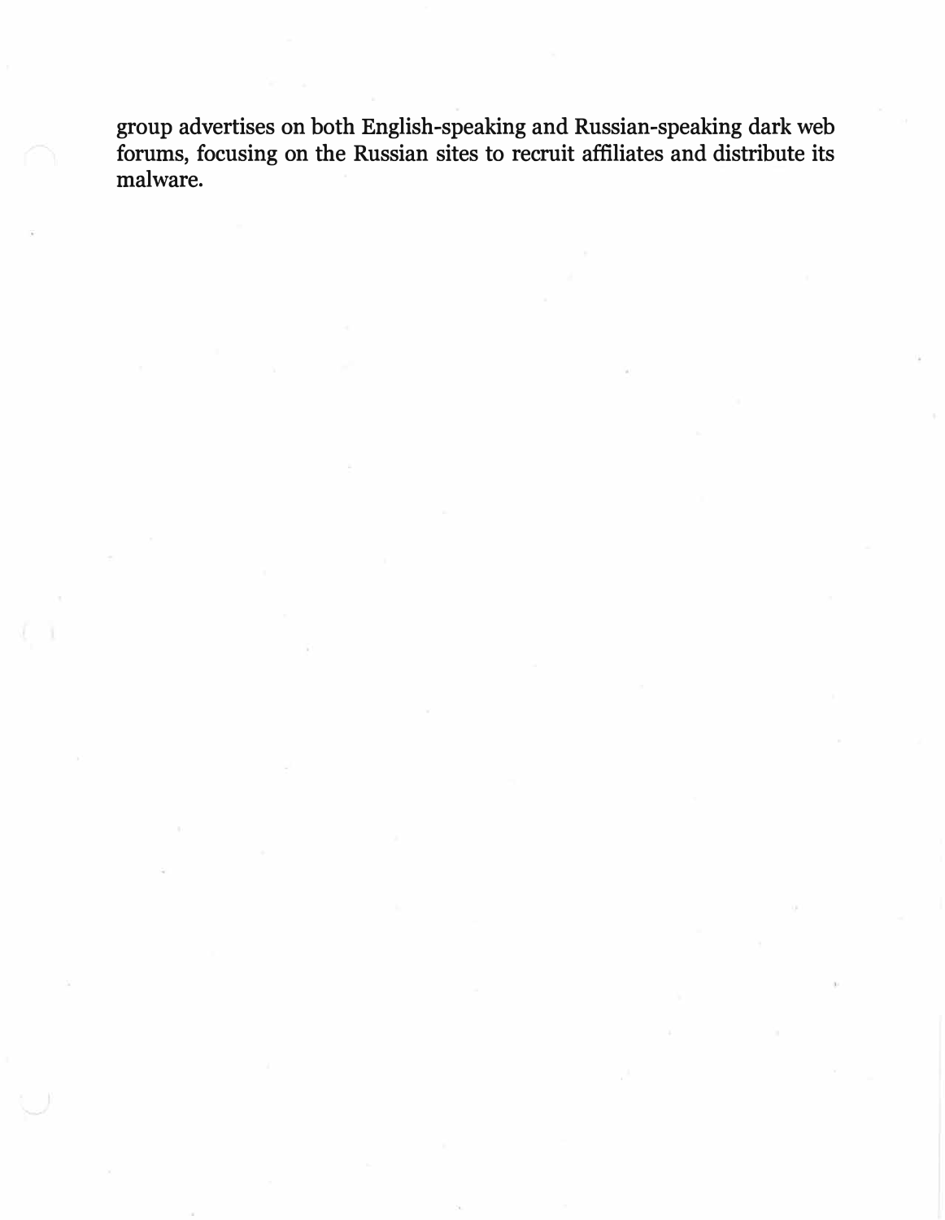group advertises on both English-speaking and Russian-speaking dark web forums, focusing on the Russian sites to recruit affiliates and distribute its malware.